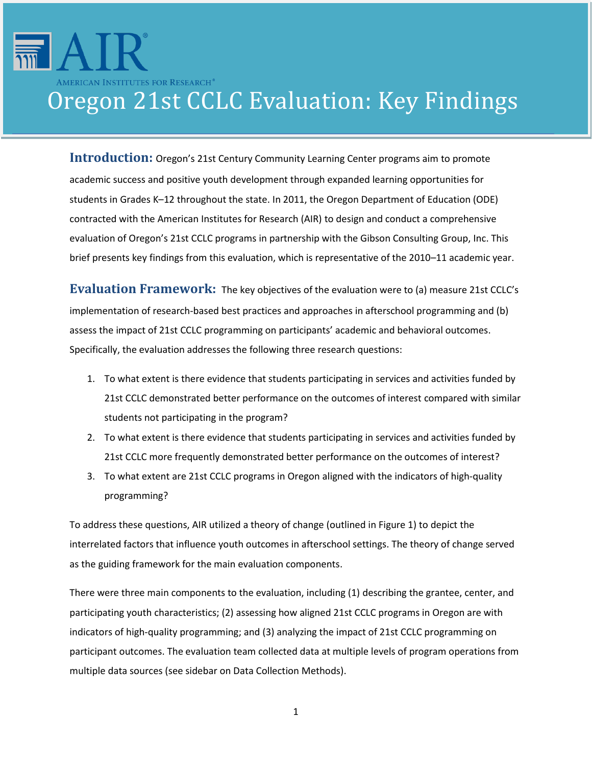# Oregon 21st CCLC Evaluation: Key Findings

**Introduction:** Oregon's 21st Century Community Learning Center programs aim to promote academic success and positive youth development through expanded learning opportunities for students in Grades K–12 throughout the state. In 2011, the Oregon Department of Education (ODE) contracted with the American Institutes for Research (AIR) to design and conduct a comprehensive evaluation of Oregon's 21st CCLC programs in partnership with the Gibson Consulting Group, Inc. This brief presents key findings from this evaluation, which is representative of the 2010–11 academic year.

**Evaluation Framework:** The key objectives of the evaluation were to (a) measure 21st CCLC's implementation of research-based best practices and approaches in afterschool programming and (b) assess the impact of 21st CCLC programming on participants' academic and behavioral outcomes. Specifically, the evaluation addresses the following three research questions:

1. To what extent is there evidence that students participating in services and activities funded by 21st CCLC demonstrated better performance on the outcomes of interest compared with similar students not participating in the program?
2. To what extent is there evidence that students participating in services and activities funded by 21st CCLC more frequently demonstrated better performance on the outcomes of interest?
3. To what extent are 21st CCLC programs in Oregon aligned with the indicators of high-quality programming?

To address these questions, AIR utilized a theory of change (outlined in Figure 1) to depict the interrelated factors that influence youth outcomes in afterschool settings. The theory of change served as the guiding framework for the main evaluation components.

There were three main components to the evaluation, including (1) describing the grantee, center, and participating youth characteristics; (2) assessing how aligned 21st CCLC programs in Oregon are with indicators of high-quality programming; and (3) analyzing the impact of 21st CCLC programming on participant outcomes. The evaluation team collected data at multiple levels of program operations from multiple data sources (see sidebar on Data Collection Methods).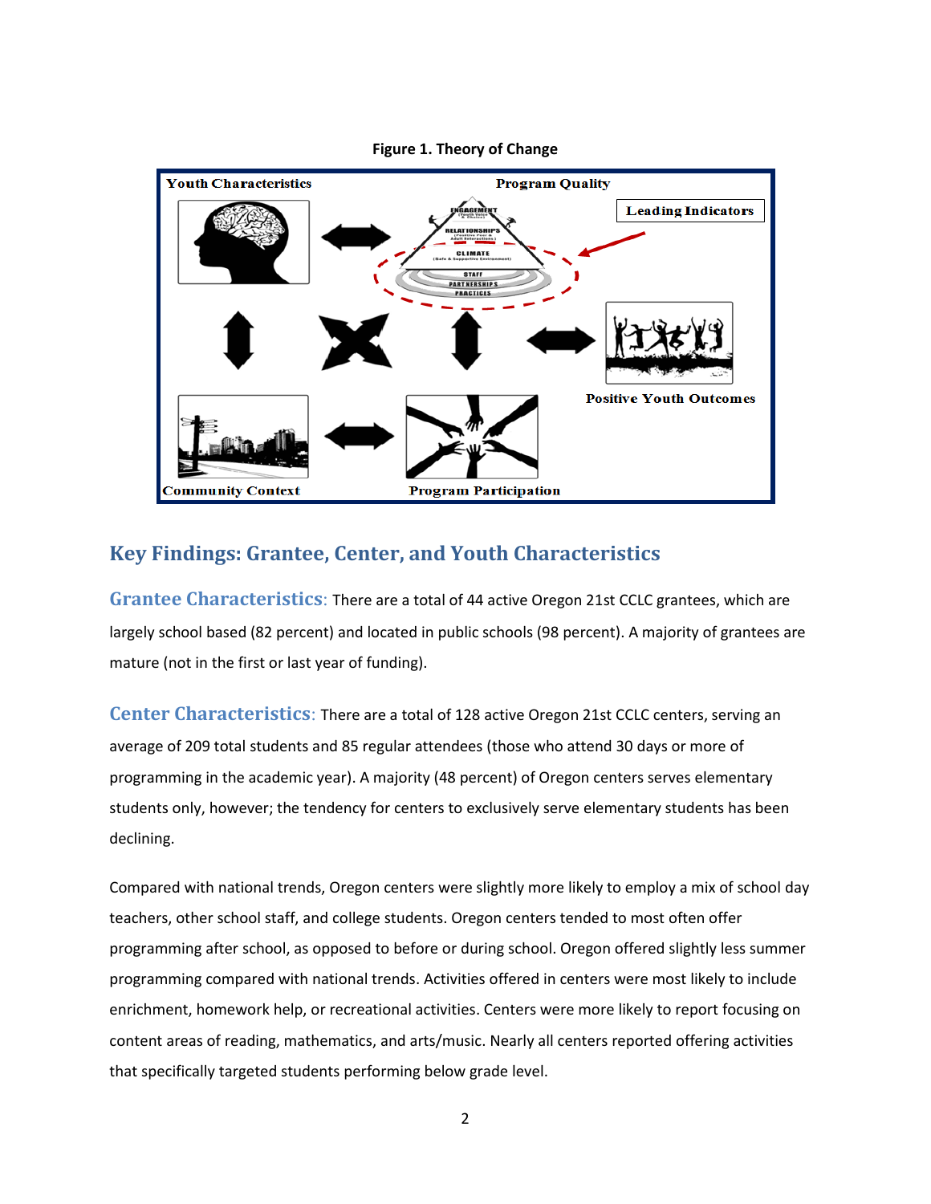**Figure 1. Theory of Change**

## Key Findings: Grantee, Center, and Youth Characteristics

**Grantee Characteristics**: There are a total of 44 active Oregon 21st CCLC grantees, which are largely school based (82 percent) and located in public schools (98 percent). A majority of grantees are mature (not in the first or last year of funding).

**Center Characteristics**: There are a total of 128 active Oregon 21st CCLC centers, serving an average of 209 total students and 85 regular attendees (those who attend 30 days or more of programming in the academic year). A majority (48 percent) of Oregon centers serves elementary students only, however; the tendency for centers to exclusively serve elementary students has been declining.

Compared with national trends, Oregon centers were slightly more likely to employ a mix of school day teachers, other school staff, and college students. Oregon centers tended to most often offer programming after school, as opposed to before or during school. Oregon offered slightly less summer programming compared with national trends. Activities offered in centers were most likely to include enrichment, homework help, or recreational activities. Centers were more likely to report focusing on content areas of reading, mathematics, and arts/music. Nearly all centers reported offering activities that specifically targeted students performing below grade level.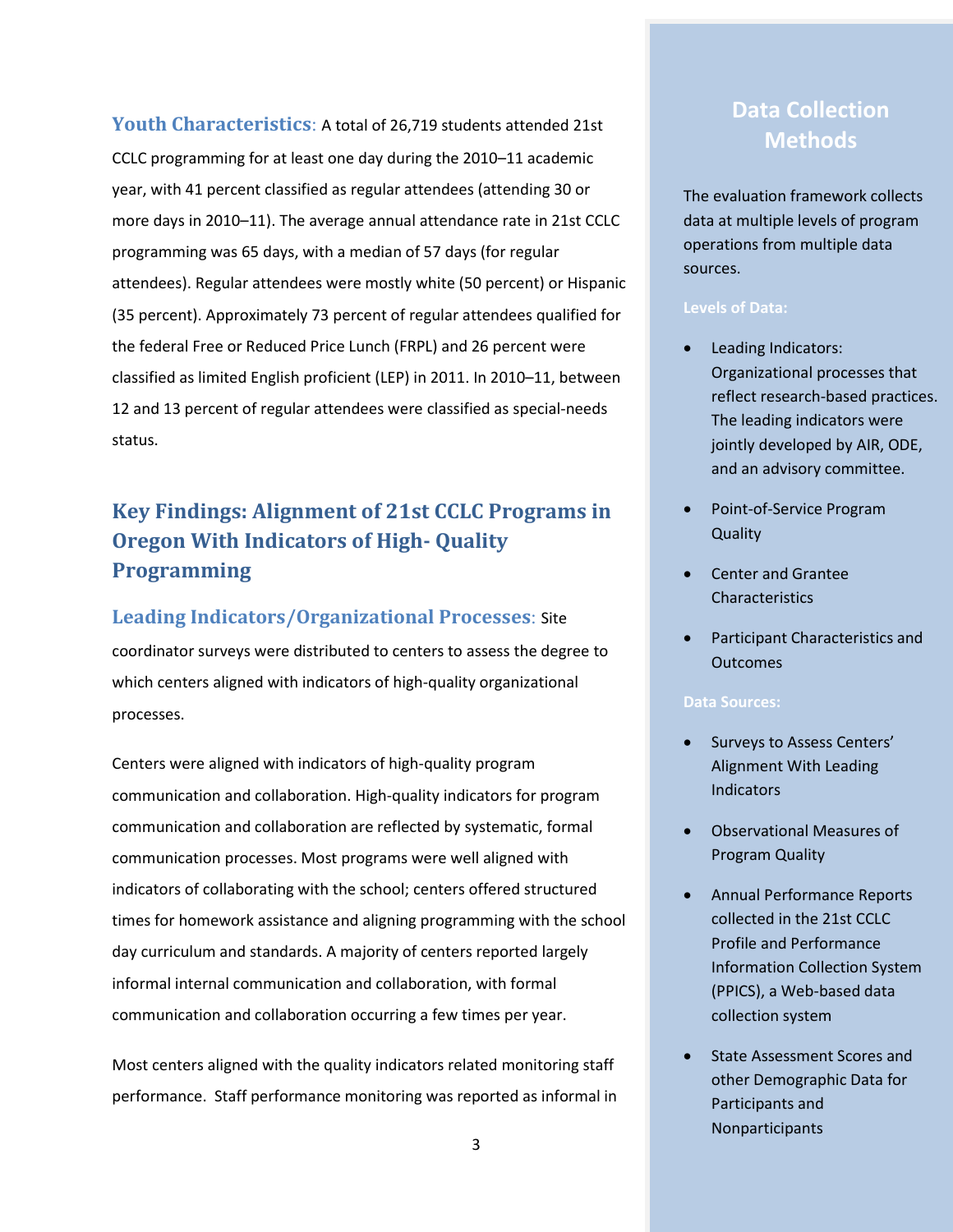**Youth Characteristics**: A total of 26,719 students attended 21st CCLC programming for at least one day during the 2010–11 academic year, with 41 percent classified as regular attendees (attending 30 or more days in 2010–11). The average annual attendance rate in 21st CCLC programming was 65 days, with a median of 57 days (for regular attendees). Regular attendees were mostly white (50 percent) or Hispanic (35 percent). Approximately 73 percent of regular attendees qualified for the federal Free or Reduced Price Lunch (FRPL) and 26 percent were classified as limited English proficient (LEP) in 2011. In 2010–11, between 12 and 13 percent of regular attendees were classified as special-needs status.

## Key Findings: Alignment of 21st CCLC Programs in Oregon With Indicators of High- Quality Programming

**Leading Indicators/Organizational Processes**: Site coordinator surveys were distributed to centers to assess the degree to which centers aligned with indicators of high-quality organizational processes.

Centers were aligned with indicators of high-quality program communication and collaboration. High-quality indicators for program communication and collaboration are reflected by systematic, formal communication processes. Most programs were well aligned with indicators of collaborating with the school; centers offered structured times for homework assistance and aligning programming with the school day curriculum and standards. A majority of centers reported largely informal internal communication and collaboration, with formal communication and collaboration occurring a few times per year.

Most centers aligned with the quality indicators related monitoring staff performance. Staff performance monitoring was reported as informal in

## Data Collection Methods

The evaluation framework collects data at multiple levels of program operations from multiple data sources.

**Levels of Data:**

- Leading Indicators: Organizational processes that reflect research-based practices. The leading indicators were jointly developed by AIR, ODE, and an advisory committee.
- Point-of-Service Program Quality
- Center and Grantee Characteristics
- Participant Characteristics and Outcomes

**Data Sources:**

- Surveys to Assess Centers' Alignment With Leading Indicators
- Observational Measures of Program Quality
- Annual Performance Reports collected in the 21st CCLC Profile and Performance Information Collection System (PPICS), a Web-based data collection system
- State Assessment Scores and other Demographic Data for Participants and Nonparticipants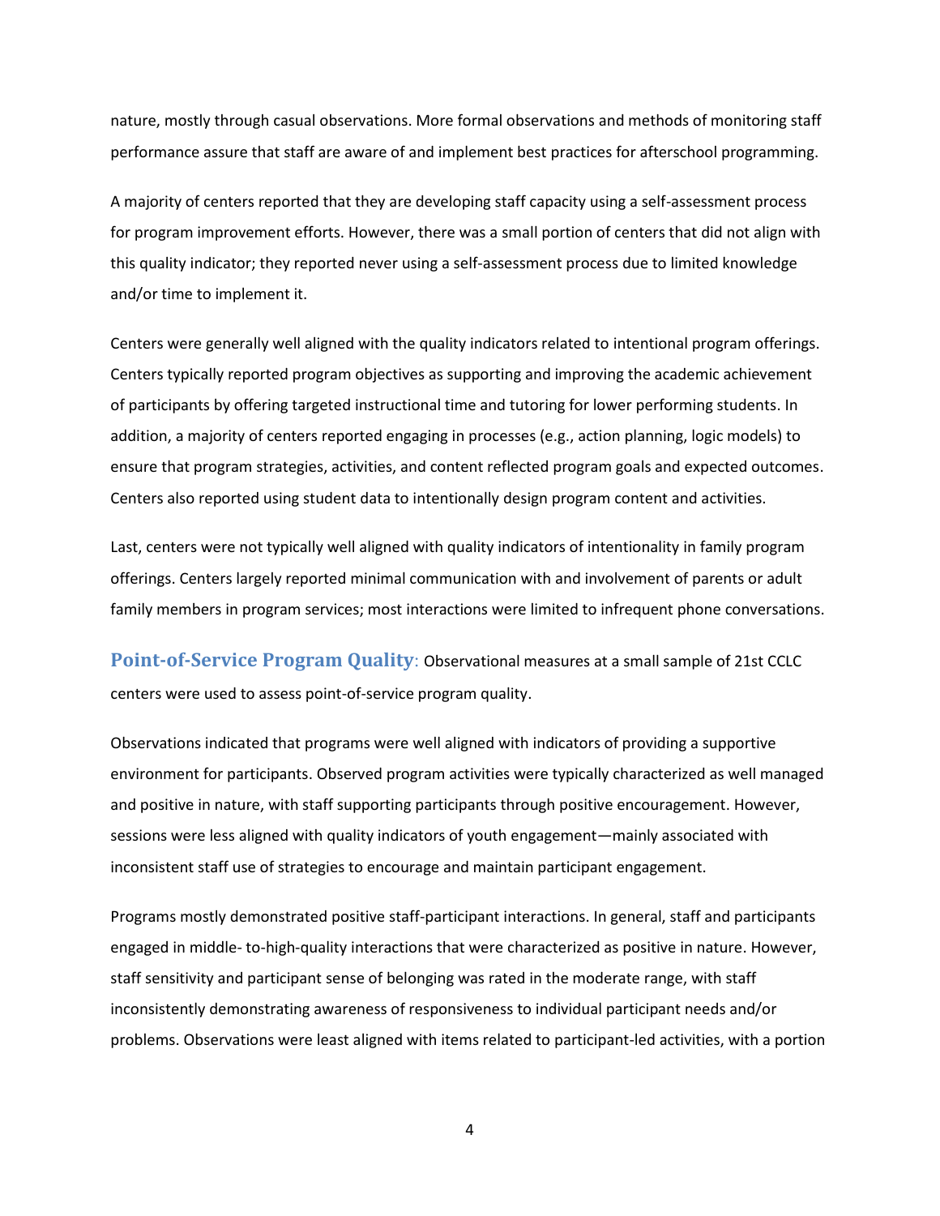nature, mostly through casual observations. More formal observations and methods of monitoring staff performance assure that staff are aware of and implement best practices for afterschool programming.

A majority of centers reported that they are developing staff capacity using a self-assessment process for program improvement efforts. However, there was a small portion of centers that did not align with this quality indicator; they reported never using a self-assessment process due to limited knowledge and/or time to implement it.

Centers were generally well aligned with the quality indicators related to intentional program offerings. Centers typically reported program objectives as supporting and improving the academic achievement of participants by offering targeted instructional time and tutoring for lower performing students. In addition, a majority of centers reported engaging in processes (e.g., action planning, logic models) to ensure that program strategies, activities, and content reflected program goals and expected outcomes. Centers also reported using student data to intentionally design program content and activities.

Last, centers were not typically well aligned with quality indicators of intentionality in family program offerings. Centers largely reported minimal communication with and involvement of parents or adult family members in program services; most interactions were limited to infrequent phone conversations.

**Point-of-Service Program Quality**: Observational measures at a small sample of 21st CCLC centers were used to assess point-of-service program quality.

Observations indicated that programs were well aligned with indicators of providing a supportive environment for participants. Observed program activities were typically characterized as well managed and positive in nature, with staff supporting participants through positive encouragement. However, sessions were less aligned with quality indicators of youth engagement—mainly associated with inconsistent staff use of strategies to encourage and maintain participant engagement.

Programs mostly demonstrated positive staff-participant interactions. In general, staff and participants engaged in middle- to-high-quality interactions that were characterized as positive in nature. However, staff sensitivity and participant sense of belonging was rated in the moderate range, with staff inconsistently demonstrating awareness of responsiveness to individual participant needs and/or problems. Observations were least aligned with items related to participant-led activities, with a portion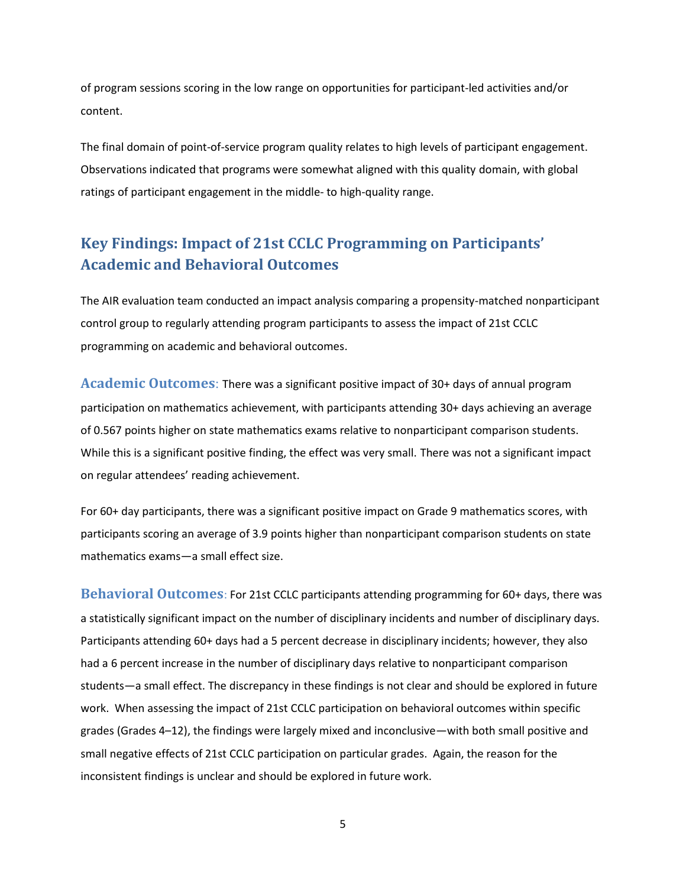of program sessions scoring in the low range on opportunities for participant-led activities and/or content.

The final domain of point-of-service program quality relates to high levels of participant engagement. Observations indicated that programs were somewhat aligned with this quality domain, with global ratings of participant engagement in the middle- to high-quality range.

## Key Findings: Impact of 21st CCLC Programming on Participants' Academic and Behavioral Outcomes

The AIR evaluation team conducted an impact analysis comparing a propensity-matched nonparticipant control group to regularly attending program participants to assess the impact of 21st CCLC programming on academic and behavioral outcomes.

**Academic Outcomes**: There was a significant positive impact of 30+ days of annual program participation on mathematics achievement, with participants attending 30+ days achieving an average of 0.567 points higher on state mathematics exams relative to nonparticipant comparison students. While this is a significant positive finding, the effect was very small. There was not a significant impact on regular attendees' reading achievement.

For 60+ day participants, there was a significant positive impact on Grade 9 mathematics scores, with participants scoring an average of 3.9 points higher than nonparticipant comparison students on state mathematics exams—a small effect size.

**Behavioral Outcomes**: For 21st CCLC participants attending programming for 60+ days, there was a statistically significant impact on the number of disciplinary incidents and number of disciplinary days. Participants attending 60+ days had a 5 percent decrease in disciplinary incidents; however, they also had a 6 percent increase in the number of disciplinary days relative to nonparticipant comparison students—a small effect. The discrepancy in these findings is not clear and should be explored in future work. When assessing the impact of 21st CCLC participation on behavioral outcomes within specific grades (Grades 4–12), the findings were largely mixed and inconclusive—with both small positive and small negative effects of 21st CCLC participation on particular grades. Again, the reason for the inconsistent findings is unclear and should be explored in future work.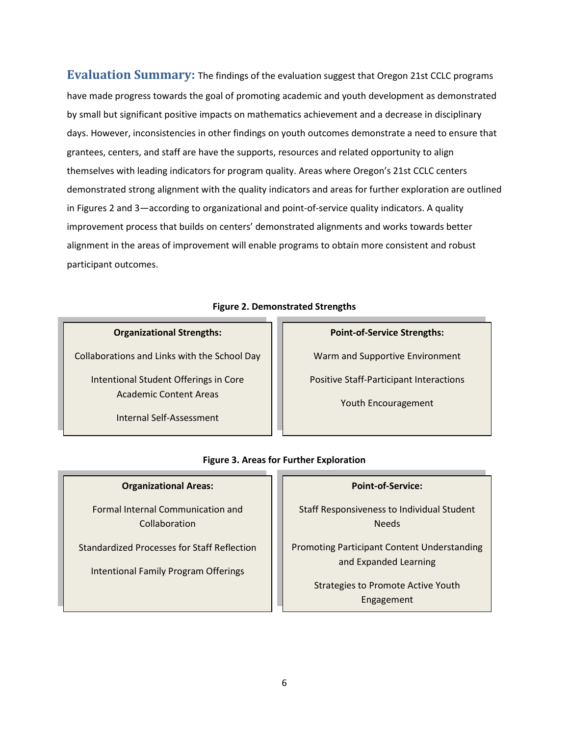**Evaluation Summary:** The findings of the evaluation suggest that Oregon 21st CCLC programs have made progress towards the goal of promoting academic and youth development as demonstrated by small but significant positive impacts on mathematics achievement and a decrease in disciplinary days. However, inconsistencies in other findings on youth outcomes demonstrate a need to ensure that grantees, centers, and staff are have the supports, resources and related opportunity to align themselves with leading indicators for program quality. Areas where Oregon's 21st CCLC centers demonstrated strong alignment with the quality indicators and areas for further exploration are outlined in Figures 2 and 3—according to organizational and point-of-service quality indicators. A quality improvement process that builds on centers' demonstrated alignments and works towards better alignment in the areas of improvement will enable programs to obtain more consistent and robust participant outcomes.

**Figure 2. Demonstrated Strengths**

**Organizational Strengths:**

Collaborations and Links with the School Day

Intentional Student Offerings in Core Academic Content Areas

Internal Self-Assessment

**Point-of-Service Strengths:**

Warm and Supportive Environment

Positive Staff-Participant Interactions

Youth Encouragement

**Figure 3. Areas for Further Exploration**

**Organizational Areas:**

Formal Internal Communication and Collaboration

Standardized Processes for Staff Reflection

Intentional Family Program Offerings

**Point-of-Service:**

Staff Responsiveness to Individual Student Needs

Promoting Participant Content Understanding and Expanded Learning

Strategies to Promote Active Youth Engagement